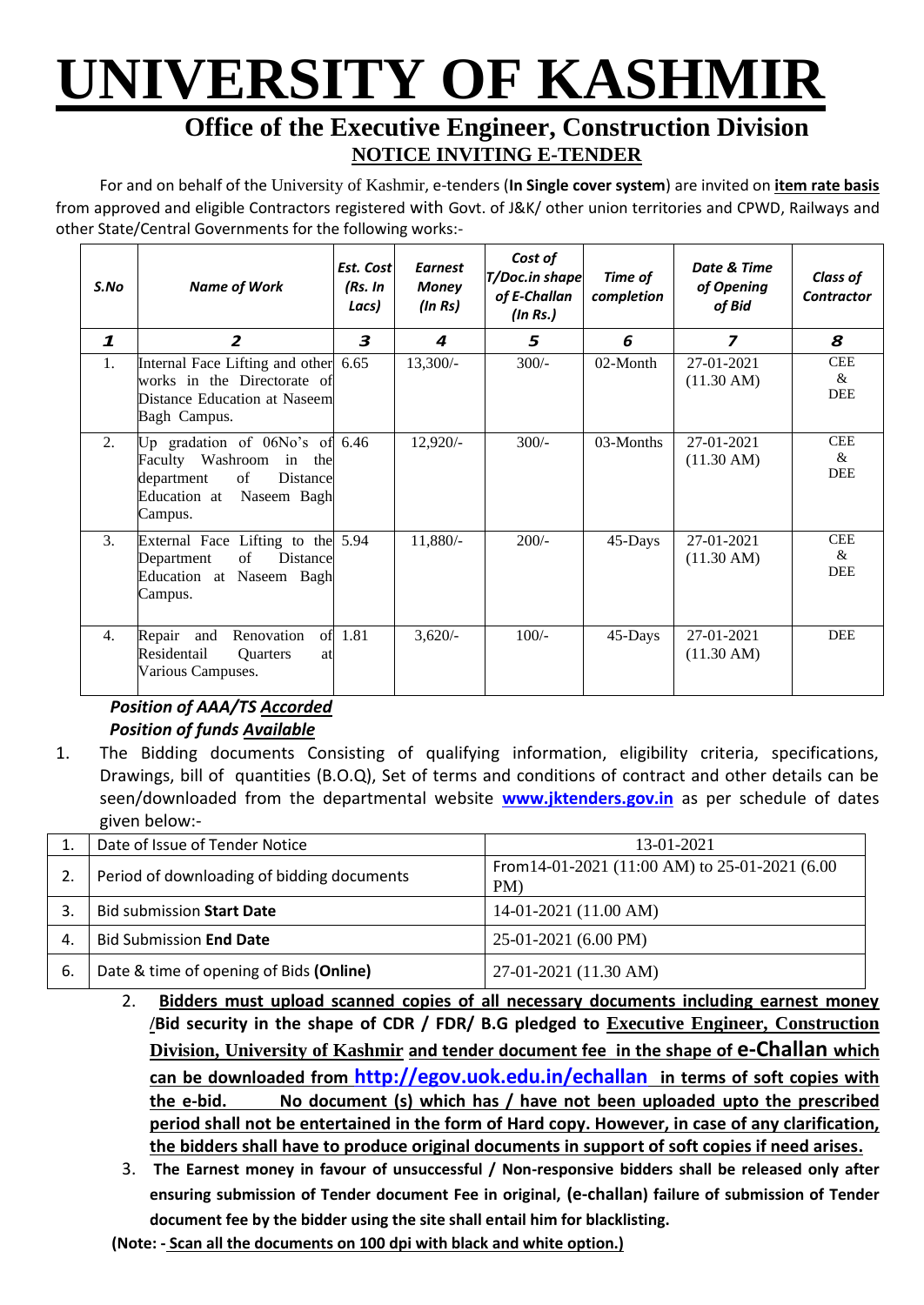# UNIVERSITY OF KASHMIR

## Office of the Executive Engineer, Construction Division

### NOTICE INVITING E-TENDER

For and on behalf of the University of Kashmir, e-tenders (**In Single cover system**) are invited on **item rate basis** from approved and eligible Contractors registered with Govt. of J&K/ other union territories and CPWD, Railways and other State/Central Governments for the following works:-

| *S.No* | *Name of Work* | *Est. Cost (Rs. In Lacs)* | *Earnest Money (In Rs)* | *Cost of T/Doc.in shape of E-Challan (In Rs.)* | *Time of completion* | *Date & Time of Opening of Bid* | *Class of Contractor* |
|---|---|---|---|---|---|---|---|
| *1* | *2* | *3* | *4* | *5* | *6* | *7* | *8* |
| 1. | Internal Face Lifting and other works in the Directorate of Distance Education at Naseem Bagh Campus. | 6.65 | 13,300/- | 300/- | 02-Month | 27-01-2021 (11.30 AM) | CEE & DEE |
| 2. | Up gradation of 06No's of Faculty Washroom in the department of Distance Education at Naseem Bagh Campus. | 6.46 | 12,920/- | 300/- | 03-Months | 27-01-2021 (11.30 AM) | CEE & DEE |
| 3. | External Face Lifting to the Department of Distance Education at Naseem Bagh Campus. | 5.94 | 11,880/- | 200/- | 45-Days | 27-01-2021 (11.30 AM) | CEE & DEE |
| 4. | Repair and Renovation of Residentail Quarters at Various Campuses. | 1.81 | 3,620/- | 100/- | 45-Days | 27-01-2021 (11.30 AM) | DEE |

***Position of AAA/TS Accorded***
***Position of funds Available***

1. The Bidding documents Consisting of qualifying information, eligibility criteria, specifications, Drawings, bill of quantities (B.O.Q), Set of terms and conditions of contract and other details can be seen/downloaded from the departmental website **www.jktenders.gov.in** as per schedule of dates given below:-

| 1. | Date of Issue of Tender Notice | 13-01-2021 |
|---|---|---|
| 2. | Period of downloading of bidding documents | From14-01-2021 (11:00 AM) to 25-01-2021 (6.00 PM) |
| 3. | Bid submission **Start Date** | 14-01-2021 (11.00 AM) |
| 4. | Bid Submission **End Date** | 25-01-2021 (6.00 PM) |
| 6. | Date & time of opening of Bids **(Online)** | 27-01-2021 (11.30 AM) |

2. **Bidders must upload scanned copies of all necessary documents including earnest money /Bid security in the shape of CDR / FDR/ B.G pledged to Executive Engineer, Construction Division, University of Kashmir and tender document fee in the shape of e-Challan which can be downloaded from http://egov.uok.edu.in/echallan in terms of soft copies with the e-bid. No document (s) which has / have not been uploaded upto the prescribed period shall not be entertained in the form of Hard copy. However, in case of any clarification, the bidders shall have to produce original documents in support of soft copies if need arises.**

3. **The Earnest money in favour of unsuccessful / Non-responsive bidders shall be released only after ensuring submission of Tender document Fee in original, (e-challan) failure of submission of Tender document fee by the bidder using the site shall entail him for blacklisting.**

**(Note: - Scan all the documents on 100 dpi with black and white option.)**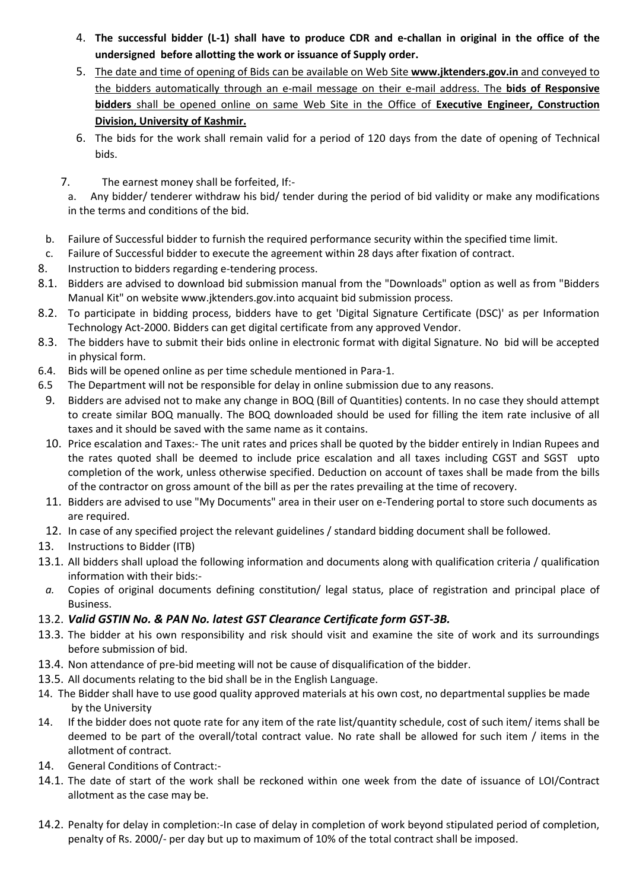4. **The successful bidder (L-1) shall have to produce CDR and e-challan in original in the office of the undersigned before allotting the work or issuance of Supply order.**
5. The date and time of opening of Bids can be available on Web Site **www.jktenders.gov.in** and conveyed to the bidders automatically through an e-mail message on their e-mail address. The **bids of Responsive bidders** shall be opened online on same Web Site in the Office of **Executive Engineer, Construction Division, University of Kashmir.**
6. The bids for the work shall remain valid for a period of 120 days from the date of opening of Technical bids.

7. The earnest money shall be forfeited, If:-

a. Any bidder/ tenderer withdraw his bid/ tender during the period of bid validity or make any modifications in the terms and conditions of the bid.

b. Failure of Successful bidder to furnish the required performance security within the specified time limit.

c. Failure of Successful bidder to execute the agreement within 28 days after fixation of contract.

8. Instruction to bidders regarding e-tendering process.

8.1. Bidders are advised to download bid submission manual from the "Downloads" option as well as from "Bidders Manual Kit" on website www.jktenders.gov.into acquaint bid submission process.

8.2. To participate in bidding process, bidders have to get 'Digital Signature Certificate (DSC)' as per Information Technology Act-2000. Bidders can get digital certificate from any approved Vendor.

8.3. The bidders have to submit their bids online in electronic format with digital Signature. No bid will be accepted in physical form.

6.4. Bids will be opened online as per time schedule mentioned in Para-1.

6.5 The Department will not be responsible for delay in online submission due to any reasons.

9. Bidders are advised not to make any change in BOQ (Bill of Quantities) contents. In no case they should attempt to create similar BOQ manually. The BOQ downloaded should be used for filling the item rate inclusive of all taxes and it should be saved with the same name as it contains.

10. Price escalation and Taxes:- The unit rates and prices shall be quoted by the bidder entirely in Indian Rupees and the rates quoted shall be deemed to include price escalation and all taxes including CGST and SGST upto completion of the work, unless otherwise specified. Deduction on account of taxes shall be made from the bills of the contractor on gross amount of the bill as per the rates prevailing at the time of recovery.

11. Bidders are advised to use "My Documents" area in their user on e-Tendering portal to store such documents as are required.

12. In case of any specified project the relevant guidelines / standard bidding document shall be followed.

13. Instructions to Bidder (ITB)

13.1. All bidders shall upload the following information and documents along with qualification criteria / qualification information with their bids:-

*a.* Copies of original documents defining constitution/ legal status, place of registration and principal place of Business.

13.2. ***Valid GSTIN No. & PAN No. latest GST Clearance Certificate form GST-3B.***

13.3. The bidder at his own responsibility and risk should visit and examine the site of work and its surroundings before submission of bid.

13.4. Non attendance of pre-bid meeting will not be cause of disqualification of the bidder.

13.5. All documents relating to the bid shall be in the English Language.

14. The Bidder shall have to use good quality approved materials at his own cost, no departmental supplies be made by the University

14. If the bidder does not quote rate for any item of the rate list/quantity schedule, cost of such item/ items shall be deemed to be part of the overall/total contract value. No rate shall be allowed for such item / items in the allotment of contract.

14. General Conditions of Contract:-

14.1. The date of start of the work shall be reckoned within one week from the date of issuance of LOI/Contract allotment as the case may be.

14.2. Penalty for delay in completion:-In case of delay in completion of work beyond stipulated period of completion, penalty of Rs. 2000/- per day but up to maximum of 10% of the total contract shall be imposed.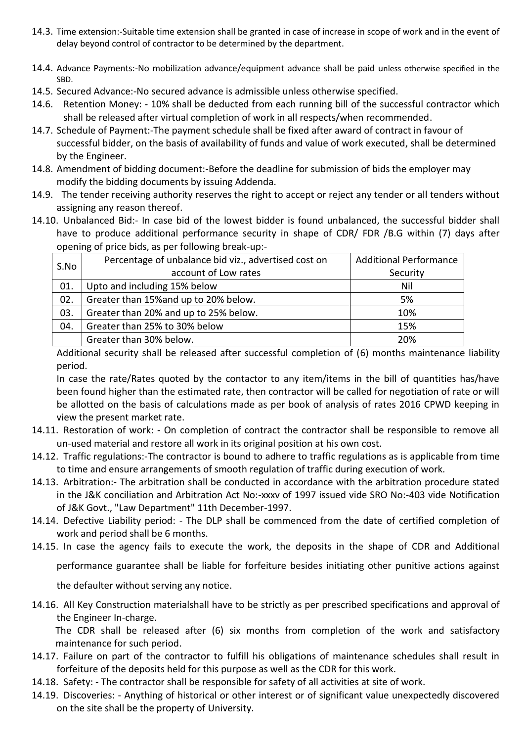14.3. Time extension:-Suitable time extension shall be granted in case of increase in scope of work and in the event of delay beyond control of contractor to be determined by the department.

14.4. Advance Payments:-No mobilization advance/equipment advance shall be paid unless otherwise specified in the SBD.

14.5. Secured Advance:-No secured advance is admissible unless otherwise specified.

14.6. Retention Money: - 10% shall be deducted from each running bill of the successful contractor which shall be released after virtual completion of work in all respects/when recommended.

14.7. Schedule of Payment:-The payment schedule shall be fixed after award of contract in favour of successful bidder, on the basis of availability of funds and value of work executed, shall be determined by the Engineer.

14.8. Amendment of bidding document:-Before the deadline for submission of bids the employer may modify the bidding documents by issuing Addenda.

14.9. The tender receiving authority reserves the right to accept or reject any tender or all tenders without assigning any reason thereof.

14.10. Unbalanced Bid:- In case bid of the lowest bidder is found unbalanced, the successful bidder shall have to produce additional performance security in shape of CDR/ FDR /B.G within (7) days after opening of price bids, as per following break-up:-

| S.No | Percentage of unbalance bid viz., advertised cost on account of Low rates | Additional Performance Security |
|---|---|---|
| 01. | Upto and including 15% below | Nil |
| 02. | Greater than 15%and up to 20% below. | 5% |
| 03. | Greater than 20% and up to 25% below. | 10% |
| 04. | Greater than 25% to 30% below | 15% |
| | Greater than 30% below. | 20% |

Additional security shall be released after successful completion of (6) months maintenance liability period.

In case the rate/Rates quoted by the contactor to any item/items in the bill of quantities has/have been found higher than the estimated rate, then contractor will be called for negotiation of rate or will be allotted on the basis of calculations made as per book of analysis of rates 2016 CPWD keeping in view the present market rate.

14.11. Restoration of work: - On completion of contract the contractor shall be responsible to remove all un-used material and restore all work in its original position at his own cost.

14.12. Traffic regulations:-The contractor is bound to adhere to traffic regulations as is applicable from time to time and ensure arrangements of smooth regulation of traffic during execution of work.

14.13. Arbitration:- The arbitration shall be conducted in accordance with the arbitration procedure stated in the J&K conciliation and Arbitration Act No:-xxxv of 1997 issued vide SRO No:-403 vide Notification of J&K Govt., "Law Department" 11th December-1997.

14.14. Defective Liability period: - The DLP shall be commenced from the date of certified completion of work and period shall be 6 months.

14.15. In case the agency fails to execute the work, the deposits in the shape of CDR and Additional performance guarantee shall be liable for forfeiture besides initiating other punitive actions against the defaulter without serving any notice.

14.16. All Key Construction materialshall have to be strictly as per prescribed specifications and approval of the Engineer In-charge.

The CDR shall be released after (6) six months from completion of the work and satisfactory maintenance for such period.

14.17. Failure on part of the contractor to fulfill his obligations of maintenance schedules shall result in forfeiture of the deposits held for this purpose as well as the CDR for this work.

14.18. Safety: - The contractor shall be responsible for safety of all activities at site of work.

14.19. Discoveries: - Anything of historical or other interest or of significant value unexpectedly discovered on the site shall be the property of University.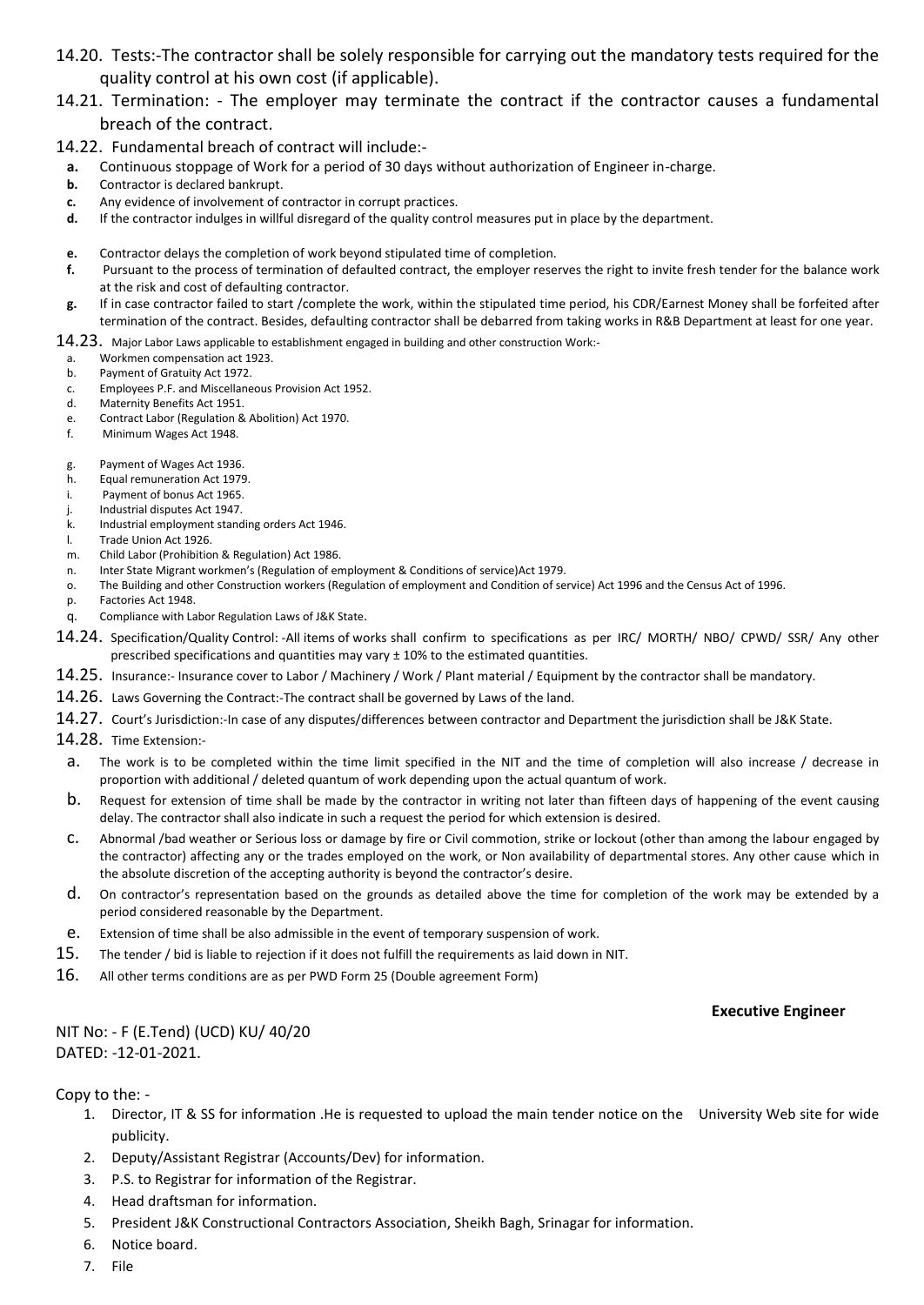14.20. Tests:-The contractor shall be solely responsible for carrying out the mandatory tests required for the quality control at his own cost (if applicable).

14.21. Termination: - The employer may terminate the contract if the contractor causes a fundamental breach of the contract.

14.22. Fundamental breach of contract will include:-

- **a.** Continuous stoppage of Work for a period of 30 days without authorization of Engineer in-charge.
- **b.** Contractor is declared bankrupt.
- **c.** Any evidence of involvement of contractor in corrupt practices.
- **d.** If the contractor indulges in willful disregard of the quality control measures put in place by the department.
- **e.** Contractor delays the completion of work beyond stipulated time of completion.
- **f.** Pursuant to the process of termination of defaulted contract, the employer reserves the right to invite fresh tender for the balance work at the risk and cost of defaulting contractor.
- **g.** If in case contractor failed to start /complete the work, within the stipulated time period, his CDR/Earnest Money shall be forfeited after termination of the contract. Besides, defaulting contractor shall be debarred from taking works in R&B Department at least for one year.

14.23. Major Labor Laws applicable to establishment engaged in building and other construction Work:-

- a. Workmen compensation act 1923.
- b. Payment of Gratuity Act 1972.
- c. Employees P.F. and Miscellaneous Provision Act 1952.
- d. Maternity Benefits Act 1951.
- e. Contract Labor (Regulation & Abolition) Act 1970.
- f. Minimum Wages Act 1948.
- g. Payment of Wages Act 1936.
- h. Equal remuneration Act 1979.
- i. Payment of bonus Act 1965.
- j. Industrial disputes Act 1947.
- k. Industrial employment standing orders Act 1946.
- l. Trade Union Act 1926.
- m. Child Labor (Prohibition & Regulation) Act 1986.
- n. Inter State Migrant workmen's (Regulation of employment & Conditions of service)Act 1979.
- o. The Building and other Construction workers (Regulation of employment and Condition of service) Act 1996 and the Census Act of 1996.
- p. Factories Act 1948.
- q. Compliance with Labor Regulation Laws of J&K State.

14.24. Specification/Quality Control: -All items of works shall confirm to specifications as per IRC/ MORTH/ NBO/ CPWD/ SSR/ Any other prescribed specifications and quantities may vary ± 10% to the estimated quantities.

14.25. Insurance:- Insurance cover to Labor / Machinery / Work / Plant material / Equipment by the contractor shall be mandatory.

14.26. Laws Governing the Contract:-The contract shall be governed by Laws of the land.

14.27. Court's Jurisdiction:-In case of any disputes/differences between contractor and Department the jurisdiction shall be J&K State.

14.28. Time Extension:-

- a. The work is to be completed within the time limit specified in the NIT and the time of completion will also increase / decrease in proportion with additional / deleted quantum of work depending upon the actual quantum of work.
- b. Request for extension of time shall be made by the contractor in writing not later than fifteen days of happening of the event causing delay. The contractor shall also indicate in such a request the period for which extension is desired.
- c. Abnormal /bad weather or Serious loss or damage by fire or Civil commotion, strike or lockout (other than among the labour engaged by the contractor) affecting any or the trades employed on the work, or Non availability of departmental stores. Any other cause which in the absolute discretion of the accepting authority is beyond the contractor's desire.
- d. On contractor's representation based on the grounds as detailed above the time for completion of the work may be extended by a period considered reasonable by the Department.
- e. Extension of time shall be also admissible in the event of temporary suspension of work.

15. The tender / bid is liable to rejection if it does not fulfill the requirements as laid down in NIT.

16. All other terms conditions are as per PWD Form 25 (Double agreement Form)

**Executive Engineer**

NIT No: - F (E.Tend) (UCD) KU/ 40/20
DATED: -12-01-2021.

Copy to the: -

1. Director, IT & SS for information .He is requested to upload the main tender notice on the University Web site for wide publicity.
2. Deputy/Assistant Registrar (Accounts/Dev) for information.
3. P.S. to Registrar for information of the Registrar.
4. Head draftsman for information.
5. President J&K Constructional Contractors Association, Sheikh Bagh, Srinagar for information.
6. Notice board.
7. File